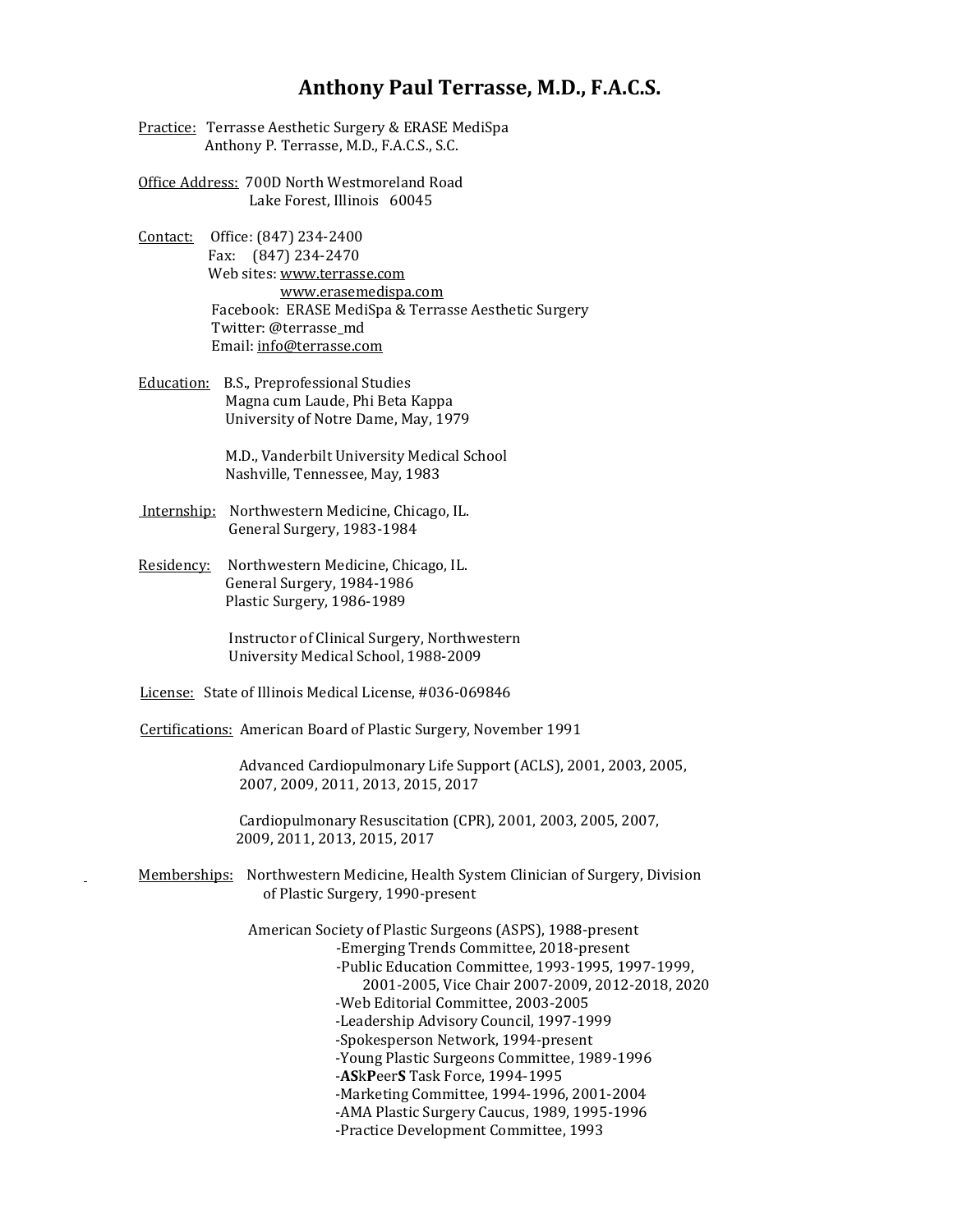# Anthony Paul Terrasse, M.D., F.A.C.S.

Practice: Terrasse Aesthetic Surgery & ERASE MediSpa
Anthony P. Terrasse, M.D., F.A.C.S., S.C.

Office Address: 700D North Westmoreland Road
Lake Forest, Illinois 60045

Contact: Office: (847) 234-2400
Fax: (847) 234-2470
Web sites: www.terrasse.com
www.erasemedispa.com
Facebook: ERASE MediSpa & Terrasse Aesthetic Surgery
Twitter: @terrasse_md
Email: info@terrasse.com

Education: B.S., Preprofessional Studies
Magna cum Laude, Phi Beta Kappa
University of Notre Dame, May, 1979

M.D., Vanderbilt University Medical School
Nashville, Tennessee, May, 1983

Internship: Northwestern Medicine, Chicago, IL.
General Surgery, 1983-1984

Residency: Northwestern Medicine, Chicago, IL.
General Surgery, 1984-1986
Plastic Surgery, 1986-1989

Instructor of Clinical Surgery, Northwestern
University Medical School, 1988-2009

License: State of Illinois Medical License, #036-069846

Certifications: American Board of Plastic Surgery, November 1991

Advanced Cardiopulmonary Life Support (ACLS), 2001, 2003, 2005, 2007, 2009, 2011, 2013, 2015, 2017

Cardiopulmonary Resuscitation (CPR), 2001, 2003, 2005, 2007, 2009, 2011, 2013, 2015, 2017

Memberships: Northwestern Medicine, Health System Clinician of Surgery, Division of Plastic Surgery, 1990-present

American Society of Plastic Surgeons (ASPS), 1988-present
- Emerging Trends Committee, 2018-present
- Public Education Committee, 1993-1995, 1997-1999, 2001-2005, Vice Chair 2007-2009, 2012-2018, 2020
- Web Editorial Committee, 2003-2005
- Leadership Advisory Council, 1997-1999
- Spokesperson Network, 1994-present
- Young Plastic Surgeons Committee, 1989-1996
- **AS**k**P**eer**S** Task Force, 1994-1995
- Marketing Committee, 1994-1996, 2001-2004
- AMA Plastic Surgery Caucus, 1989, 1995-1996
- Practice Development Committee, 1993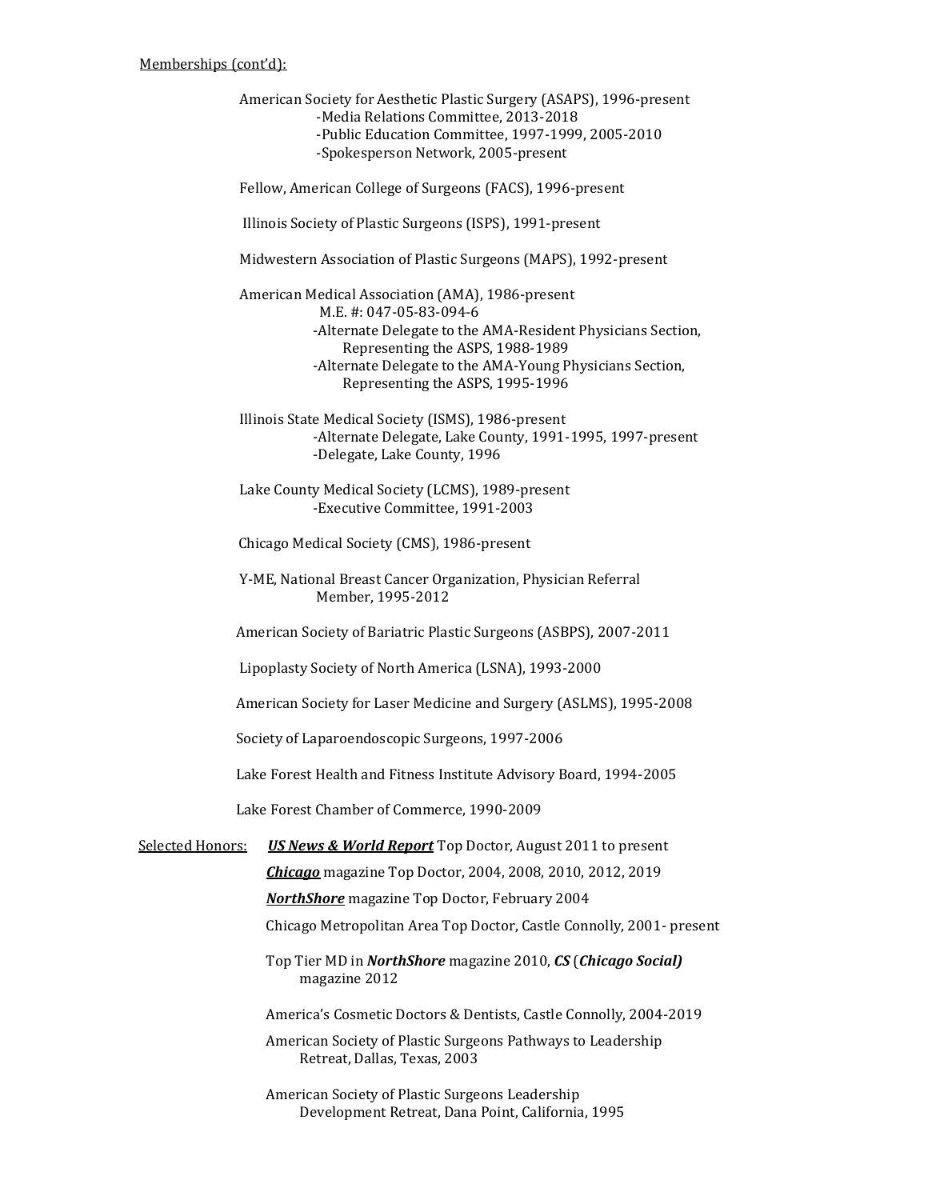Memberships (cont'd):

American Society for Aesthetic Plastic Surgery (ASAPS), 1996-present
- Media Relations Committee, 2013-2018
- Public Education Committee, 1997-1999, 2005-2010
- Spokesperson Network, 2005-present

Fellow, American College of Surgeons (FACS), 1996-present

Illinois Society of Plastic Surgeons (ISPS), 1991-present

Midwestern Association of Plastic Surgeons (MAPS), 1992-present

American Medical Association (AMA), 1986-present
M.E. #: 047-05-83-094-6
- Alternate Delegate to the AMA-Resident Physicians Section, Representing the ASPS, 1988-1989
- Alternate Delegate to the AMA-Young Physicians Section, Representing the ASPS, 1995-1996

Illinois State Medical Society (ISMS), 1986-present
- Alternate Delegate, Lake County, 1991-1995, 1997-present
- Delegate, Lake County, 1996

Lake County Medical Society (LCMS), 1989-present
- Executive Committee, 1991-2003

Chicago Medical Society (CMS), 1986-present

Y-ME, National Breast Cancer Organization, Physician Referral Member, 1995-2012

American Society of Bariatric Plastic Surgeons (ASBPS), 2007-2011

Lipoplasty Society of North America (LSNA), 1993-2000

American Society for Laser Medicine and Surgery (ASLMS), 1995-2008

Society of Laparoendoscopic Surgeons, 1997-2006

Lake Forest Health and Fitness Institute Advisory Board, 1994-2005

Lake Forest Chamber of Commerce, 1990-2009

Selected Honors:

***US News & World Report*** Top Doctor, August 2011 to present

***Chicago*** magazine Top Doctor, 2004, 2008, 2010, 2012, 2019

***NorthShore*** magazine Top Doctor, February 2004

Chicago Metropolitan Area Top Doctor, Castle Connolly, 2001- present

Top Tier MD in ***NorthShore*** magazine 2010, ***CS*** (***Chicago Social)*** magazine 2012

America's Cosmetic Doctors & Dentists, Castle Connolly, 2004-2019

American Society of Plastic Surgeons Pathways to Leadership Retreat, Dallas, Texas, 2003

American Society of Plastic Surgeons Leadership Development Retreat, Dana Point, California, 1995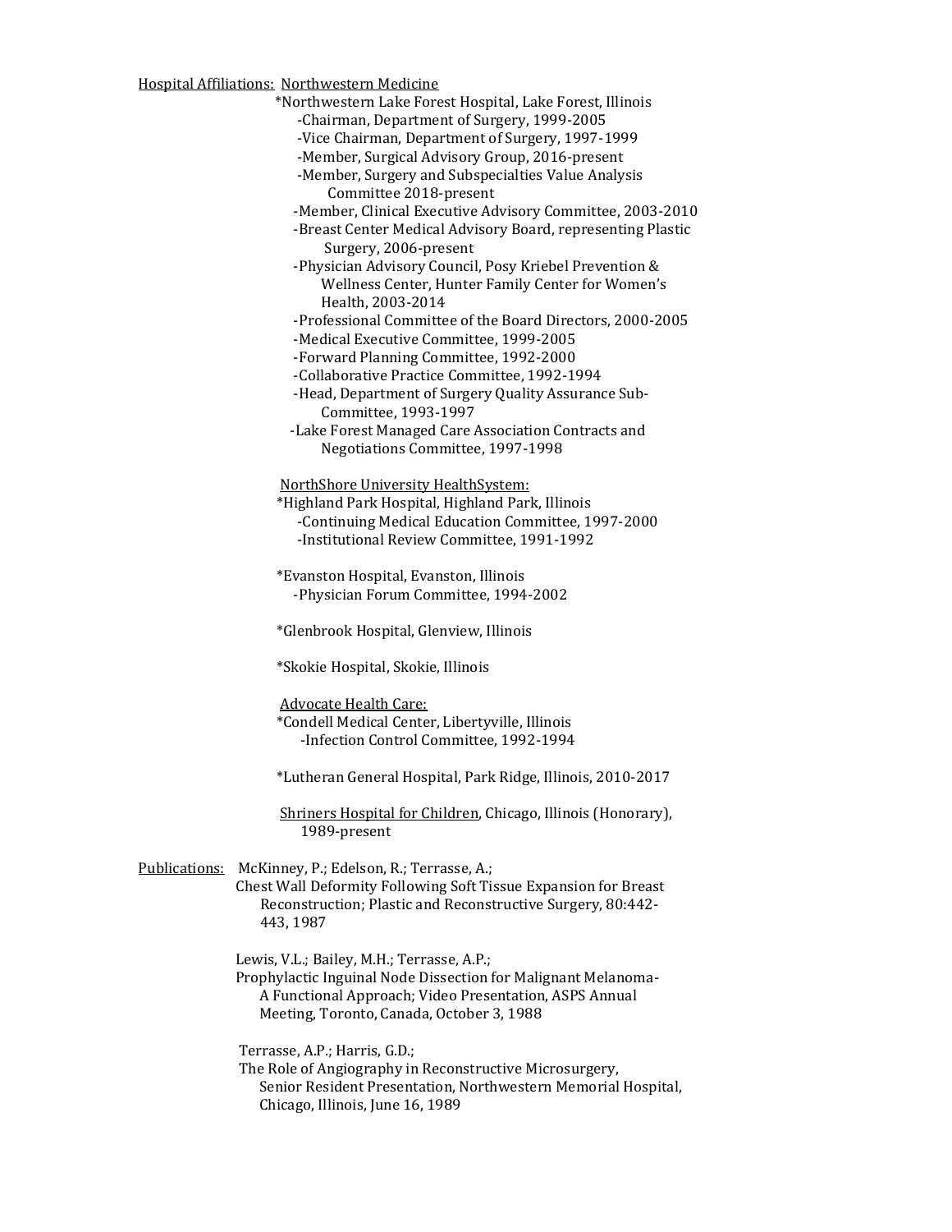Hospital Affiliations: Northwestern Medicine

*Northwestern Lake Forest Hospital, Lake Forest, Illinois
- Chairman, Department of Surgery, 1999-2005
- Vice Chairman, Department of Surgery, 1997-1999
- Member, Surgical Advisory Group, 2016-present
- Member, Surgery and Subspecialties Value Analysis Committee 2018-present
- Member, Clinical Executive Advisory Committee, 2003-2010
- Breast Center Medical Advisory Board, representing Plastic Surgery, 2006-present
- Physician Advisory Council, Posy Kriebel Prevention & Wellness Center, Hunter Family Center for Women's Health, 2003-2014
- Professional Committee of the Board Directors, 2000-2005
- Medical Executive Committee, 1999-2005
- Forward Planning Committee, 1992-2000
- Collaborative Practice Committee, 1992-1994
- Head, Department of Surgery Quality Assurance Sub-Committee, 1993-1997
- Lake Forest Managed Care Association Contracts and Negotiations Committee, 1997-1998

NorthShore University HealthSystem:

*Highland Park Hospital, Highland Park, Illinois
- Continuing Medical Education Committee, 1997-2000
- Institutional Review Committee, 1991-1992

*Evanston Hospital, Evanston, Illinois
- Physician Forum Committee, 1994-2002

*Glenbrook Hospital, Glenview, Illinois

*Skokie Hospital, Skokie, Illinois

Advocate Health Care:

*Condell Medical Center, Libertyville, Illinois
- Infection Control Committee, 1992-1994

*Lutheran General Hospital, Park Ridge, Illinois, 2010-2017

Shriners Hospital for Children, Chicago, Illinois (Honorary), 1989-present

Publications:

McKinney, P.; Edelson, R.; Terrasse, A.;
Chest Wall Deformity Following Soft Tissue Expansion for Breast Reconstruction; Plastic and Reconstructive Surgery, 80:442-443, 1987

Lewis, V.L.; Bailey, M.H.; Terrasse, A.P.;
Prophylactic Inguinal Node Dissection for Malignant Melanoma-A Functional Approach; Video Presentation, ASPS Annual Meeting, Toronto, Canada, October 3, 1988

Terrasse, A.P.; Harris, G.D.;
The Role of Angiography in Reconstructive Microsurgery, Senior Resident Presentation, Northwestern Memorial Hospital, Chicago, Illinois, June 16, 1989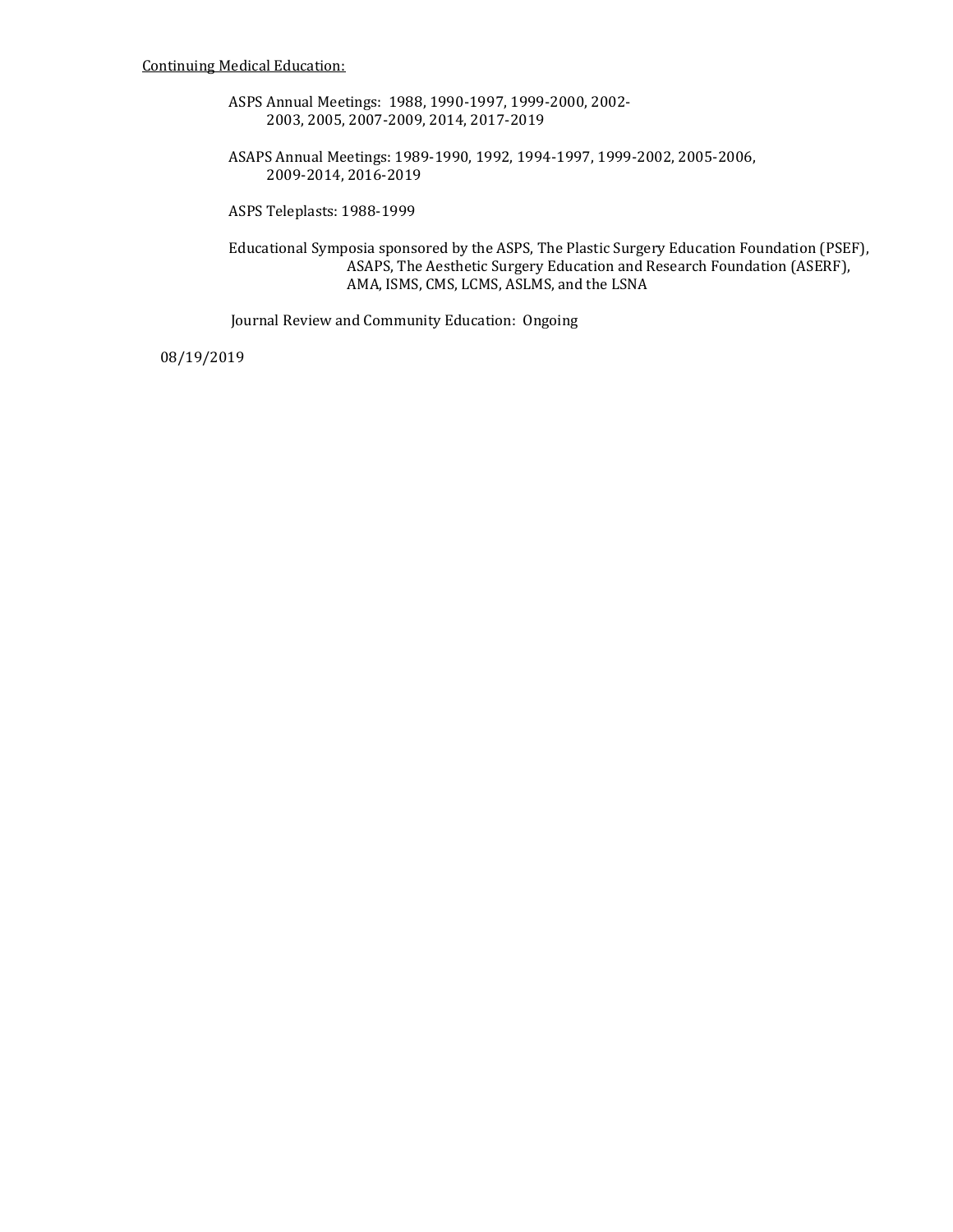Continuing Medical Education:

ASPS Annual Meetings: 1988, 1990-1997, 1999-2000, 2002-2003, 2005, 2007-2009, 2014, 2017-2019

ASAPS Annual Meetings: 1989-1990, 1992, 1994-1997, 1999-2002, 2005-2006, 2009-2014, 2016-2019

ASPS Teleplasts: 1988-1999

Educational Symposia sponsored by the ASPS, The Plastic Surgery Education Foundation (PSEF), ASAPS, The Aesthetic Surgery Education and Research Foundation (ASERF), AMA, ISMS, CMS, LCMS, ASLMS, and the LSNA

Journal Review and Community Education: Ongoing

08/19/2019